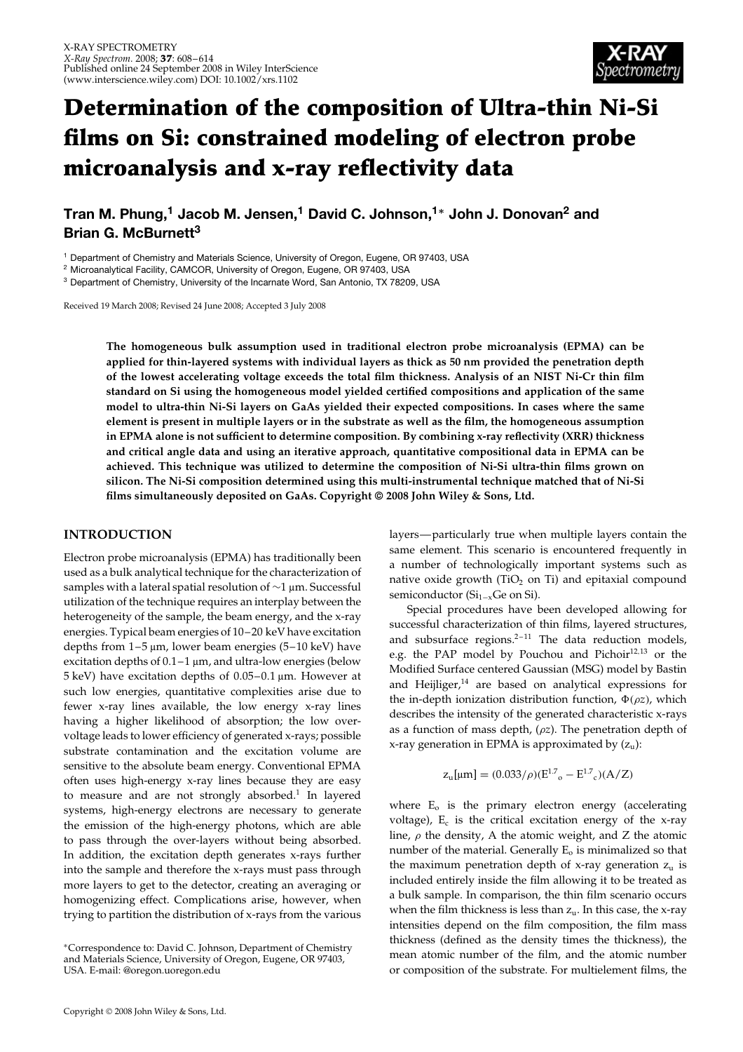# Determination of the composition of Ultra-thin Ni-Si films on Si: constrained modeling of electron probe microanalysis and x-ray reflectivity data

**Tran M. Phung,[1] Jacob M. Jensen,[1] David C. Johnson,[1]* John J. Donovan[2] and Brian G. McBurnett[3]**

[1] Department of Chemistry and Materials Science, University of Oregon, Eugene, OR 97403, USA

[2] Microanalytical Facility, CAMCOR, University of Oregon, Eugene, OR 97403, USA

[3] Department of Chemistry, University of the Incarnate Word, San Antonio, TX 78209, USA

Received 19 March 2008; Revised 24 June 2008; Accepted 3 July 2008

**The homogeneous bulk assumption used in traditional electron probe microanalysis (EPMA) can be applied for thin-layered systems with individual layers as thick as 50 nm provided the penetration depth of the lowest accelerating voltage exceeds the total film thickness. Analysis of an NIST Ni-Cr thin film standard on Si using the homogeneous model yielded certified compositions and application of the same model to ultra-thin Ni-Si layers on GaAs yielded their expected compositions. In cases where the same element is present in multiple layers or in the substrate as well as the film, the homogeneous assumption in EPMA alone is not sufficient to determine composition. By combining x-ray reflectivity (XRR) thickness and critical angle data and using an iterative approach, quantitative compositional data in EPMA can be achieved. This technique was utilized to determine the composition of Ni-Si ultra-thin films grown on silicon. The Ni-Si composition determined using this multi-instrumental technique matched that of Ni-Si films simultaneously deposited on GaAs. Copyright © 2008 John Wiley & Sons, Ltd.**

## INTRODUCTION

Electron probe microanalysis (EPMA) has traditionally been used as a bulk analytical technique for the characterization of samples with a lateral spatial resolution of ~1 µm. Successful utilization of the technique requires an interplay between the heterogeneity of the sample, the beam energy, and the x-ray energies. Typical beam energies of 10–20 keV have excitation depths from 1–5 µm, lower beam energies (5–10 keV) have excitation depths of 0.1–1 µm, and ultra-low energies (below 5 keV) have excitation depths of 0.05–0.1 µm. However at such low energies, quantitative complexities arise due to fewer x-ray lines available, the low energy x-ray lines having a higher likelihood of absorption; the low over-voltage leads to lower efficiency of generated x-rays; possible substrate contamination and the excitation volume are sensitive to the absolute beam energy. Conventional EPMA often uses high-energy x-ray lines because they are easy to measure and are not strongly absorbed.[1] In layered systems, high-energy electrons are necessary to generate the emission of the high-energy photons, which are able to pass through the over-layers without being absorbed. In addition, the excitation depth generates x-rays further into the sample and therefore the x-rays must pass through more layers to get to the detector, creating an averaging or homogenizing effect. Complications arise, however, when trying to partition the distribution of x-rays from the various layers—particularly true when multiple layers contain the same element. This scenario is encountered frequently in a number of technologically important systems such as native oxide growth ($TiO_2$ on Ti) and epitaxial compound semiconductor ($Si_{1-x}Ge$ on Si).

Special procedures have been developed allowing for successful characterization of thin films, layered structures, and subsurface regions.[2–11] The data reduction models, e.g. the PAP model by Pouchou and Pichoir[12,13] or the Modified Surface centered Gaussian (MSG) model by Bastin and Heijliger,[14] are based on analytical expressions for the in-depth ionization distribution function, $\Phi(\rho z)$, which describes the intensity of the generated characteristic x-rays as a function of mass depth, $(\rho z)$. The penetration depth of x-ray generation in EPMA is approximated by ($z_u$):

$$z_u[\mu m] = (0.033/\rho)(E^{1.7}_o - E^{1.7}_c)(A/Z)$$

where $E_o$ is the primary electron energy (accelerating voltage), $E_c$ is the critical excitation energy of the x-ray line, $\rho$ the density, A the atomic weight, and Z the atomic number of the material. Generally $E_o$ is minimalized so that the maximum penetration depth of x-ray generation $z_u$ is included entirely inside the film allowing it to be treated as a bulk sample. In comparison, the thin film scenario occurs when the film thickness is less than $z_u$. In this case, the x-ray intensities depend on the film composition, the film mass thickness (defined as the density times the thickness), the mean atomic number of the film, and the atomic number or composition of the substrate. For multielement films, the

*Correspondence to: David C. Johnson, Department of Chemistry and Materials Science, University of Oregon, Eugene, OR 97403, USA. E-mail: @oregon.uoregon.edu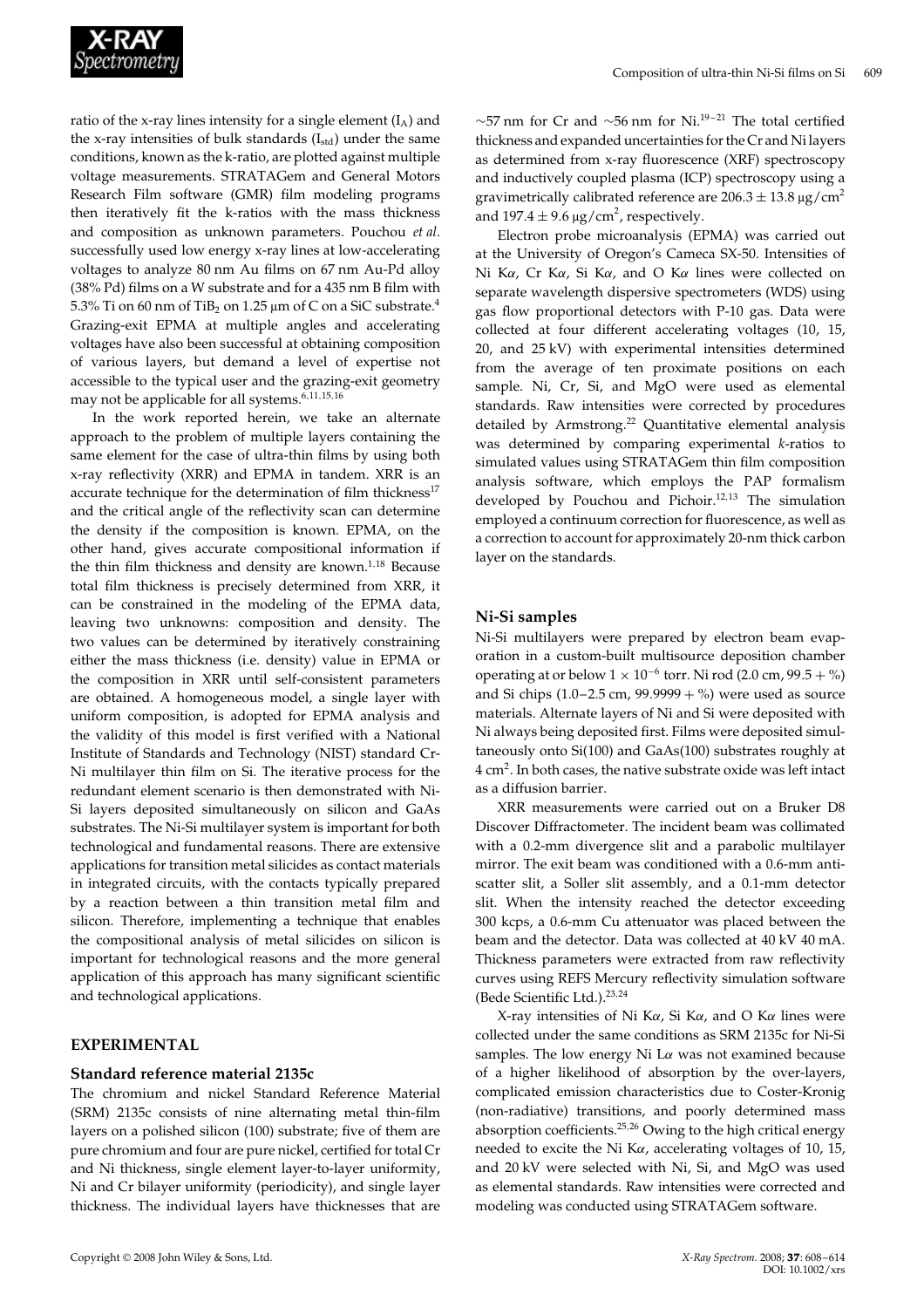ratio of the x-ray lines intensity for a single element ($I_A$) and the x-ray intensities of bulk standards ($I_{std}$) under the same conditions, known as the k-ratio, are plotted against multiple voltage measurements. STRATAGem and General Motors Research Film software (GMR) film modeling programs then iteratively fit the k-ratios with the mass thickness and composition as unknown parameters. Pouchou *et al.* successfully used low energy x-ray lines at low-accelerating voltages to analyze 80 nm Au films on 67 nm Au-Pd alloy (38% Pd) films on a W substrate and for a 435 nm B film with 5.3% Ti on 60 nm of $TiB_2$ on 1.25 μm of C on a SiC substrate.[4] Grazing-exit EPMA at multiple angles and accelerating voltages have also been successful at obtaining composition of various layers, but demand a level of expertise not accessible to the typical user and the grazing-exit geometry may not be applicable for all systems.[6,11,15,16]

In the work reported herein, we take an alternate approach to the problem of multiple layers containing the same element for the case of ultra-thin films by using both x-ray reflectivity (XRR) and EPMA in tandem. XRR is an accurate technique for the determination of film thickness[17] and the critical angle of the reflectivity scan can determine the density if the composition is known. EPMA, on the other hand, gives accurate compositional information if the thin film thickness and density are known.[1,18] Because total film thickness is precisely determined from XRR, it can be constrained in the modeling of the EPMA data, leaving two unknowns: composition and density. The two values can be determined by iteratively constraining either the mass thickness (i.e. density) value in EPMA or the composition in XRR until self-consistent parameters are obtained. A homogeneous model, a single layer with uniform composition, is adopted for EPMA analysis and the validity of this model is first verified with a National Institute of Standards and Technology (NIST) standard Cr-Ni multilayer thin film on Si. The iterative process for the redundant element scenario is then demonstrated with Ni-Si layers deposited simultaneously on silicon and GaAs substrates. The Ni-Si multilayer system is important for both technological and fundamental reasons. There are extensive applications for transition metal silicides as contact materials in integrated circuits, with the contacts typically prepared by a reaction between a thin transition metal film and silicon. Therefore, implementing a technique that enables the compositional analysis of metal silicides on silicon is important for technological reasons and the more general application of this approach has many significant scientific and technological applications.

## EXPERIMENTAL

### Standard reference material 2135c

The chromium and nickel Standard Reference Material (SRM) 2135c consists of nine alternating metal thin-film layers on a polished silicon (100) substrate; five of them are pure chromium and four are pure nickel, certified for total Cr and Ni thickness, single element layer-to-layer uniformity, Ni and Cr bilayer uniformity (periodicity), and single layer thickness. The individual layers have thicknesses that are ~57 nm for Cr and ~56 nm for Ni.[19–21] The total certified thickness and expanded uncertainties for the Cr and Ni layers as determined from x-ray fluorescence (XRF) spectroscopy and inductively coupled plasma (ICP) spectroscopy using a gravimetrically calibrated reference are $206.3 \pm 13.8\ \mu g/cm^2$ and $197.4 \pm 9.6\ \mu g/cm^2$, respectively.

Electron probe microanalysis (EPMA) was carried out at the University of Oregon's Cameca SX-50. Intensities of Ni Kα, Cr Kα, Si Kα, and O Kα lines were collected on separate wavelength dispersive spectrometers (WDS) using gas flow proportional detectors with P-10 gas. Data were collected at four different accelerating voltages (10, 15, 20, and 25 kV) with experimental intensities determined from the average of ten proximate positions on each sample. Ni, Cr, Si, and MgO were used as elemental standards. Raw intensities were corrected by procedures detailed by Armstrong.[22] Quantitative elemental analysis was determined by comparing experimental *k*-ratios to simulated values using STRATAGem thin film composition analysis software, which employs the PAP formalism developed by Pouchou and Pichoir.[12,13] The simulation employed a continuum correction for fluorescence, as well as a correction to account for approximately 20-nm thick carbon layer on the standards.

### Ni-Si samples

Ni-Si multilayers were prepared by electron beam evaporation in a custom-built multisource deposition chamber operating at or below $1 \times 10^{-6}$ torr. Ni rod (2.0 cm, 99.5 + %) and Si chips (1.0–2.5 cm, 99.9999 + %) were used as source materials. Alternate layers of Ni and Si were deposited with Ni always being deposited first. Films were deposited simultaneously onto Si(100) and GaAs(100) substrates roughly at 4 $cm^2$. In both cases, the native substrate oxide was left intact as a diffusion barrier.

XRR measurements were carried out on a Bruker D8 Discover Diffractometer. The incident beam was collimated with a 0.2-mm divergence slit and a parabolic multilayer mirror. The exit beam was conditioned with a 0.6-mm antiscatter slit, a Soller slit assembly, and a 0.1-mm detector slit. When the intensity reached the detector exceeding 300 kcps, a 0.6-mm Cu attenuator was placed between the beam and the detector. Data was collected at 40 kV 40 mA. Thickness parameters were extracted from raw reflectivity curves using REFS Mercury reflectivity simulation software (Bede Scientific Ltd.).[23,24]

X-ray intensities of Ni Kα, Si Kα, and O Kα lines were collected under the same conditions as SRM 2135c for Ni-Si samples. The low energy Ni Lα was not examined because of a higher likelihood of absorption by the over-layers, complicated emission characteristics due to Coster-Kronig (non-radiative) transitions, and poorly determined mass absorption coefficients.[25,26] Owing to the high critical energy needed to excite the Ni Kα, accelerating voltages of 10, 15, and 20 kV were selected with Ni, Si, and MgO was used as elemental standards. Raw intensities were corrected and modeling was conducted using STRATAGem software.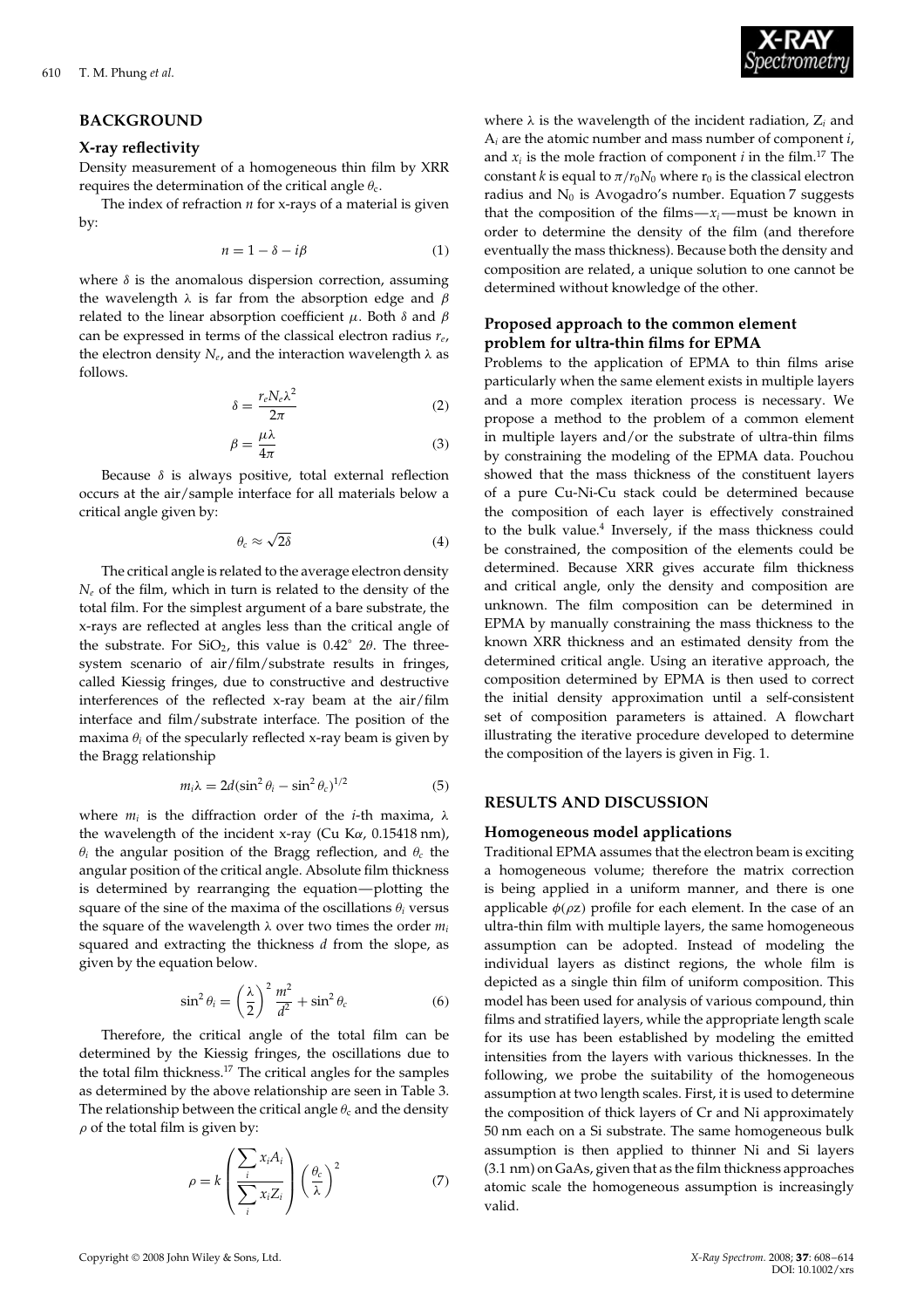## BACKGROUND

### X-ray reflectivity

Density measurement of a homogeneous thin film by XRR requires the determination of the critical angle $\theta_c$.

The index of refraction $n$ for x-rays of a material is given by:

$$n = 1 - \delta - i\beta \tag{1}$$

where $\delta$ is the anomalous dispersion correction, assuming the wavelength $\lambda$ is far from the absorption edge and $\beta$ related to the linear absorption coefficient $\mu$. Both $\delta$ and $\beta$ can be expressed in terms of the classical electron radius $r_e$, the electron density $N_e$, and the interaction wavelength $\lambda$ as follows.

$$\delta = \frac{r_e N_e \lambda^2}{2\pi} \tag{2}$$

$$\beta = \frac{\mu\lambda}{4\pi} \tag{3}$$

Because $\delta$ is always positive, total external reflection occurs at the air/sample interface for all materials below a critical angle given by:

$$\theta_c \approx \sqrt{2\delta} \tag{4}$$

The critical angle is related to the average electron density $N_e$ of the film, which in turn is related to the density of the total film. For the simplest argument of a bare substrate, the x-rays are reflected at angles less than the critical angle of the substrate. For $SiO_2$, this value is 0.42° 2$\theta$. The three-system scenario of air/film/substrate results in fringes, called Kiessig fringes, due to constructive and destructive interferences of the reflected x-ray beam at the air/film interface and film/substrate interface. The position of the maxima $\theta_i$ of the specularly reflected x-ray beam is given by the Bragg relationship

$$m_i\lambda = 2d(\sin^2\theta_i - \sin^2\theta_c)^{1/2} \tag{5}$$

where $m_i$ is the diffraction order of the $i$-th maxima, $\lambda$ the wavelength of the incident x-ray (Cu K$\alpha$, 0.15418 nm), $\theta_i$ the angular position of the Bragg reflection, and $\theta_c$ the angular position of the critical angle. Absolute film thickness is determined by rearranging the equation—plotting the square of the sine of the maxima of the oscillations $\theta_i$ versus the square of the wavelength $\lambda$ over two times the order $m_i$ squared and extracting the thickness $d$ from the slope, as given by the equation below.

$$\sin^2\theta_i = \left(\frac{\lambda}{2}\right)^2 \frac{m^2}{d^2} + \sin^2\theta_c \tag{6}$$

Therefore, the critical angle of the total film can be determined by the Kiessig fringes, the oscillations due to the total film thickness.[17] The critical angles for the samples as determined by the above relationship are seen in Table 3. The relationship between the critical angle $\theta_c$ and the density $\rho$ of the total film is given by:

$$\rho = k\left(\frac{\sum_i x_i A_i}{\sum_i x_i Z_i}\right)\left(\frac{\theta_c}{\lambda}\right)^2 \tag{7}$$

where $\lambda$ is the wavelength of the incident radiation, $Z_i$ and $A_i$ are the atomic number and mass number of component $i$, and $x_i$ is the mole fraction of component $i$ in the film.[17] The constant $k$ is equal to $\pi/r_0N_0$ where $r_0$ is the classical electron radius and $N_0$ is Avogadro's number. Equation 7 suggests that the composition of the films—$x_i$—must be known in order to determine the density of the film (and therefore eventually the mass thickness). Because both the density and composition are related, a unique solution to one cannot be determined without knowledge of the other.

### Proposed approach to the common element problem for ultra-thin films for EPMA

Problems to the application of EPMA to thin films arise particularly when the same element exists in multiple layers and a more complex iteration process is necessary. We propose a method to the problem of a common element in multiple layers and/or the substrate of ultra-thin films by constraining the modeling of the EPMA data. Pouchou showed that the mass thickness of the constituent layers of a pure Cu-Ni-Cu stack could be determined because the composition of each layer is effectively constrained to the bulk value.[4] Inversely, if the mass thickness could be constrained, the composition of the elements could be determined. Because XRR gives accurate film thickness and critical angle, only the density and composition are unknown. The film composition can be determined in EPMA by manually constraining the mass thickness to the known XRR thickness and an estimated density from the determined critical angle. Using an iterative approach, the composition determined by EPMA is then used to correct the initial density approximation until a self-consistent set of composition parameters is attained. A flowchart illustrating the iterative procedure developed to determine the composition of the layers is given in Fig. 1.

## RESULTS AND DISCUSSION

### Homogeneous model applications

Traditional EPMA assumes that the electron beam is exciting a homogeneous volume; therefore the matrix correction is being applied in a uniform manner, and there is one applicable $\phi(\rho z)$ profile for each element. In the case of an ultra-thin film with multiple layers, the same homogeneous assumption can be adopted. Instead of modeling the individual layers as distinct regions, the whole film is depicted as a single thin film of uniform composition. This model has been used for analysis of various compound, thin films and stratified layers, while the appropriate length scale for its use has been established by modeling the emitted intensities from the layers with various thicknesses. In the following, we probe the suitability of the homogeneous assumption at two length scales. First, it is used to determine the composition of thick layers of Cr and Ni approximately 50 nm each on a Si substrate. The same homogeneous bulk assumption is then applied to thinner Ni and Si layers (3.1 nm) on GaAs, given that as the film thickness approaches atomic scale the homogeneous assumption is increasingly valid.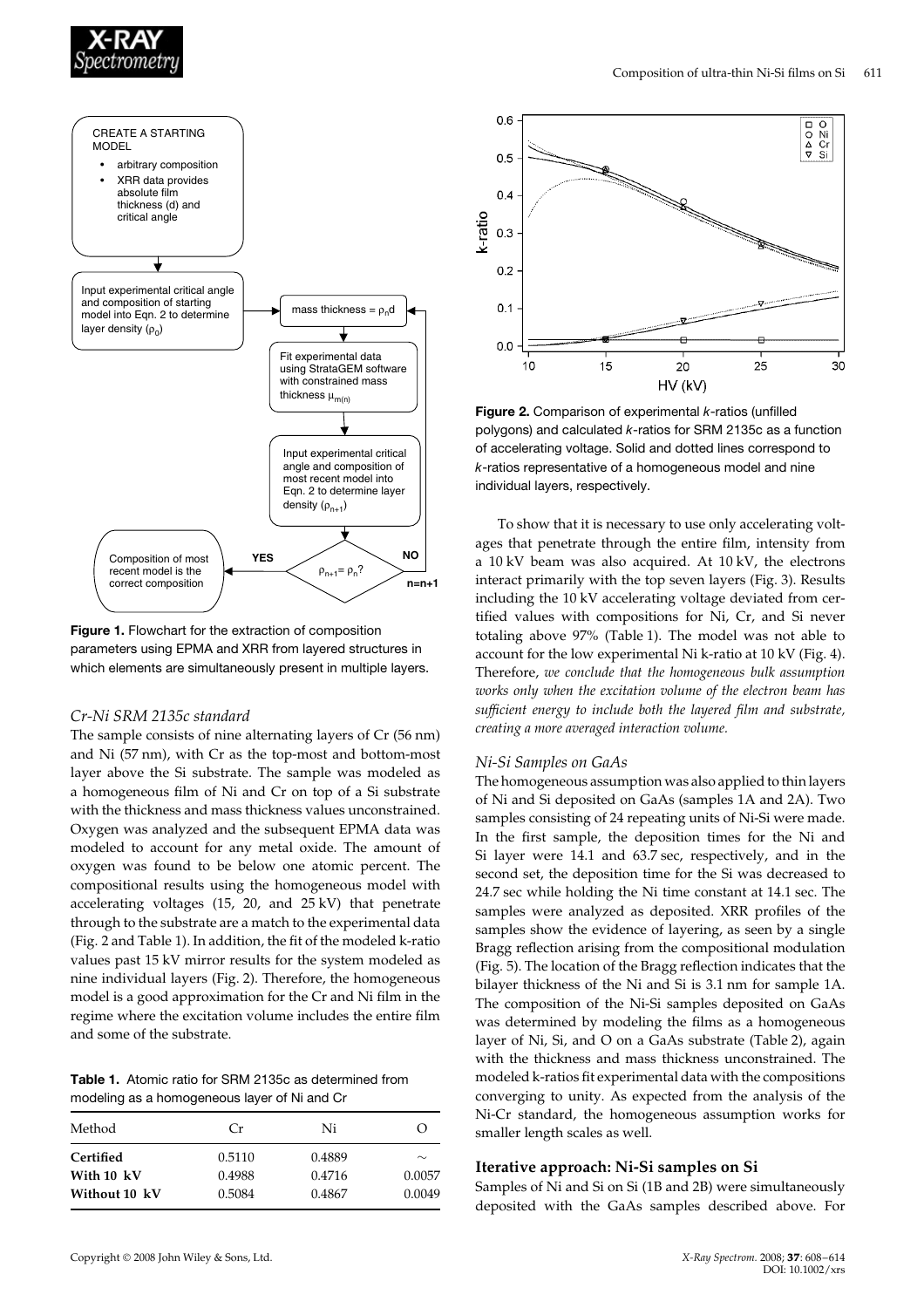**Figure 1.** Flowchart for the extraction of composition parameters using EPMA and XRR from layered structures in which elements are simultaneously present in multiple layers.

### Cr-Ni SRM 2135c standard

The sample consists of nine alternating layers of Cr (56 nm) and Ni (57 nm), with Cr as the top-most and bottom-most layer above the Si substrate. The sample was modeled as a homogeneous film of Ni and Cr on top of a Si substrate with the thickness and mass thickness values unconstrained. Oxygen was analyzed and the subsequent EPMA data was modeled to account for any metal oxide. The amount of oxygen was found to be below one atomic percent. The compositional results using the homogeneous model with accelerating voltages (15, 20, and 25 kV) that penetrate through to the substrate are a match to the experimental data (Fig. 2 and Table 1). In addition, the fit of the modeled k-ratio values past 15 kV mirror results for the system modeled as nine individual layers (Fig. 2). Therefore, the homogeneous model is a good approximation for the Cr and Ni film in the regime where the excitation volume includes the entire film and some of the substrate.

**Table 1.** Atomic ratio for SRM 2135c as determined from modeling as a homogeneous layer of Ni and Cr

| Method | Cr | Ni | O |
|---|---|---|---|
| **Certified** | 0.5110 | 0.4889 | ∼ |
| **With 10 kV** | 0.4988 | 0.4716 | 0.0057 |
| **Without 10 kV** | 0.5084 | 0.4867 | 0.0049 |

**Figure 2.** Comparison of experimental *k*-ratios (unfilled polygons) and calculated *k*-ratios for SRM 2135c as a function of accelerating voltage. Solid and dotted lines correspond to *k*-ratios representative of a homogeneous model and nine individual layers, respectively.

To show that it is necessary to use only accelerating voltages that penetrate through the entire film, intensity from a 10 kV beam was also acquired. At 10 kV, the electrons interact primarily with the top seven layers (Fig. 3). Results including the 10 kV accelerating voltage deviated from certified values with compositions for Ni, Cr, and Si never totaling above 97% (Table 1). The model was not able to account for the low experimental Ni k-ratio at 10 kV (Fig. 4). Therefore, *we conclude that the homogeneous bulk assumption works only when the excitation volume of the electron beam has sufficient energy to include both the layered film and substrate, creating a more averaged interaction volume.*

### Ni-Si Samples on GaAs

The homogeneous assumption was also applied to thin layers of Ni and Si deposited on GaAs (samples 1A and 2A). Two samples consisting of 24 repeating units of Ni-Si were made. In the first sample, the deposition times for the Ni and Si layer were 14.1 and 63.7 sec, respectively, and in the second set, the deposition time for the Si was decreased to 24.7 sec while holding the Ni time constant at 14.1 sec. The samples were analyzed as deposited. XRR profiles of the samples show the evidence of layering, as seen by a single Bragg reflection arising from the compositional modulation (Fig. 5). The location of the Bragg reflection indicates that the bilayer thickness of the Ni and Si is 3.1 nm for sample 1A. The composition of the Ni-Si samples deposited on GaAs was determined by modeling the films as a homogeneous layer of Ni, Si, and O on a GaAs substrate (Table 2), again with the thickness and mass thickness unconstrained. The modeled k-ratios fit experimental data with the compositions converging to unity. As expected from the analysis of the Ni-Cr standard, the homogeneous assumption works for smaller length scales as well.

## Iterative approach: Ni-Si samples on Si

Samples of Ni and Si on Si (1B and 2B) were simultaneously deposited with the GaAs samples described above. For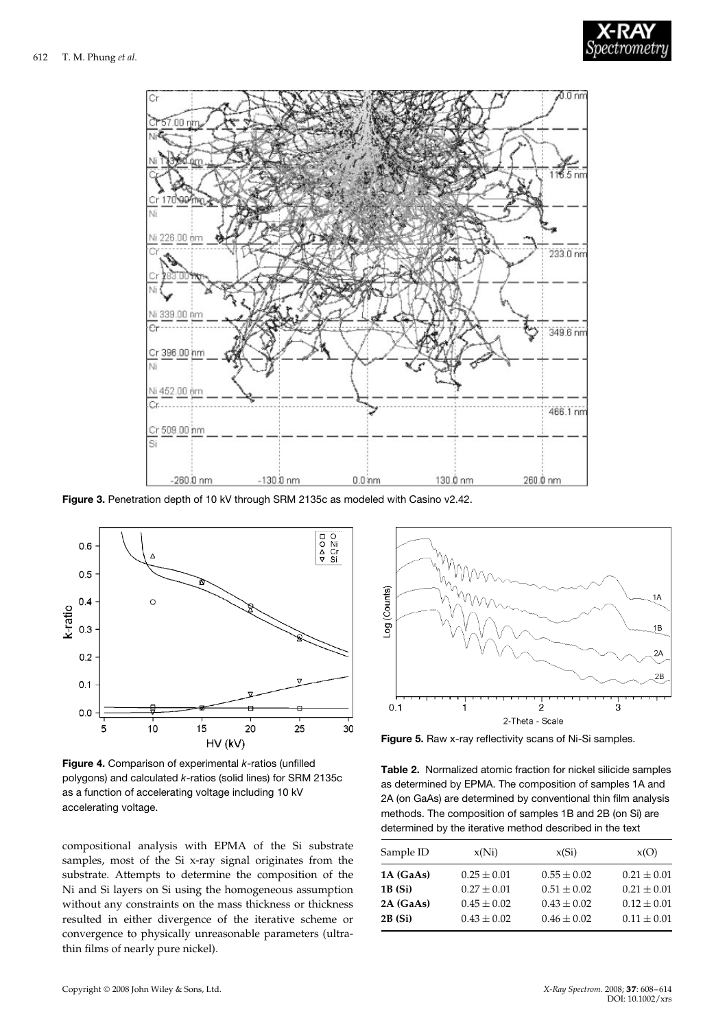**Figure 3.** Penetration depth of 10 kV through SRM 2135c as modeled with Casino v2.42.

**Figure 4.** Comparison of experimental *k*-ratios (unfilled polygons) and calculated *k*-ratios (solid lines) for SRM 2135c as a function of accelerating voltage including 10 kV accelerating voltage.

compositional analysis with EPMA of the Si substrate samples, most of the Si x-ray signal originates from the substrate. Attempts to determine the composition of the Ni and Si layers on Si using the homogeneous assumption without any constraints on the mass thickness or thickness resulted in either divergence of the iterative scheme or convergence to physically unreasonable parameters (ultra-thin films of nearly pure nickel).

**Figure 5.** Raw x-ray reflectivity scans of Ni-Si samples.

**Table 2.** Normalized atomic fraction for nickel silicide samples as determined by EPMA. The composition of samples 1A and 2A (on GaAs) are determined by conventional thin film analysis methods. The composition of samples 1B and 2B (on Si) are determined by the iterative method described in the text

| Sample ID | x(Ni) | x(Si) | x(O) |
|---|---|---|---|
| **1A (GaAs)** | $0.25 \pm 0.01$ | $0.55 \pm 0.02$ | $0.21 \pm 0.01$ |
| **1B (Si)** | $0.27 \pm 0.01$ | $0.51 \pm 0.02$ | $0.21 \pm 0.01$ |
| **2A (GaAs)** | $0.45 \pm 0.02$ | $0.43 \pm 0.02$ | $0.12 \pm 0.01$ |
| **2B (Si)** | $0.43 \pm 0.02$ | $0.46 \pm 0.02$ | $0.11 \pm 0.01$ |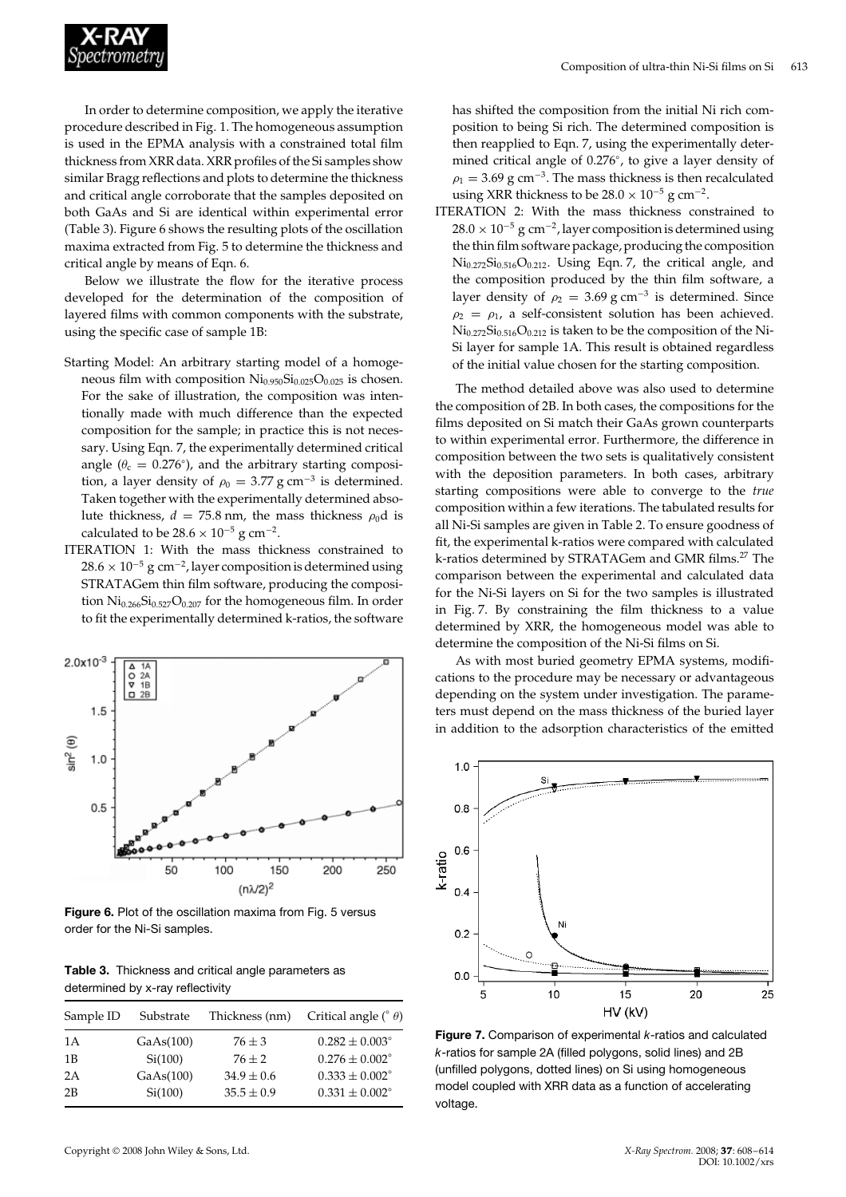In order to determine composition, we apply the iterative procedure described in Fig. 1. The homogeneous assumption is used in the EPMA analysis with a constrained total film thickness from XRR data. XRR profiles of the Si samples show similar Bragg reflections and plots to determine the thickness and critical angle corroborate that the samples deposited on both GaAs and Si are identical within experimental error (Table 3). Figure 6 shows the resulting plots of the oscillation maxima extracted from Fig. 5 to determine the thickness and critical angle by means of Eqn. 6.

Below we illustrate the flow for the iterative process developed for the determination of the composition of layered films with common components with the substrate, using the specific case of sample 1B:

- Starting Model: An arbitrary starting model of a homogeneous film with composition $Ni_{0.950}Si_{0.025}O_{0.025}$ is chosen. For the sake of illustration, the composition was intentionally made with much difference than the expected composition for the sample; in practice this is not necessary. Using Eqn. 7, the experimentally determined critical angle ($\theta_c = 0.276°$), and the arbitrary starting composition, a layer density of $\rho_0 = 3.77$ g cm$^{-3}$ is determined. Taken together with the experimentally determined absolute thickness, $d = 75.8$ nm, the mass thickness $\rho_0 d$ is calculated to be $28.6 \times 10^{-5}$ g cm$^{-2}$.
- ITERATION 1: With the mass thickness constrained to $28.6 \times 10^{-5}$ g cm$^{-2}$, layer composition is determined using STRATAGem thin film software, producing the composition $Ni_{0.266}Si_{0.527}O_{0.207}$ for the homogeneous film. In order to fit the experimentally determined k-ratios, the software has shifted the composition from the initial Ni rich composition to being Si rich. The determined composition is then reapplied to Eqn. 7, using the experimentally determined critical angle of 0.276°, to give a layer density of $\rho_1 = 3.69$ g cm$^{-3}$. The mass thickness is then recalculated using XRR thickness to be $28.0 \times 10^{-5}$ g cm$^{-2}$.
- ITERATION 2: With the mass thickness constrained to $28.0 \times 10^{-5}$ g cm$^{-2}$, layer composition is determined using the thin film software package, producing the composition $Ni_{0.272}Si_{0.516}O_{0.212}$. Using Eqn. 7, the critical angle, and the composition produced by the thin film software, a layer density of $\rho_2 = 3.69$ g cm$^{-3}$ is determined. Since $\rho_2 = \rho_1$, a self-consistent solution has been achieved. $Ni_{0.272}Si_{0.516}O_{0.212}$ is taken to be the composition of the Ni-Si layer for sample 1A. This result is obtained regardless of the initial value chosen for the starting composition.

The method detailed above was also used to determine the composition of 2B. In both cases, the compositions for the films deposited on Si match their GaAs grown counterparts to within experimental error. Furthermore, the difference in composition between the two sets is qualitatively consistent with the deposition parameters. In both cases, arbitrary starting compositions were able to converge to the *true* composition within a few iterations. The tabulated results for all Ni-Si samples are given in Table 2. To ensure goodness of fit, the experimental k-ratios were compared with calculated k-ratios determined by STRATAGem and GMR films.[27] The comparison between the experimental and calculated data for the Ni-Si layers on Si for the two samples is illustrated in Fig. 7. By constraining the film thickness to a value determined by XRR, the homogeneous model was able to determine the composition of the Ni-Si films on Si.

As with most buried geometry EPMA systems, modifications to the procedure may be necessary or advantageous depending on the system under investigation. The parameters must depend on the mass thickness of the buried layer in addition to the adsorption characteristics of the emitted

**Figure 6.** Plot of the oscillation maxima from Fig. 5 versus order for the Ni-Si samples.

**Table 3.** Thickness and critical angle parameters as determined by x-ray reflectivity

| Sample ID | Substrate | Thickness (nm) | Critical angle (° $\theta$) |
|---|---|---|---|
| 1A | GaAs(100) | $76 \pm 3$ | $0.282 \pm 0.003°$ |
| 1B | Si(100) | $76 \pm 2$ | $0.276 \pm 0.002°$ |
| 2A | GaAs(100) | $34.9 \pm 0.6$ | $0.333 \pm 0.002°$ |
| 2B | Si(100) | $35.5 \pm 0.9$ | $0.331 \pm 0.002°$ |

**Figure 7.** Comparison of experimental *k*-ratios and calculated *k*-ratios for sample 2A (filled polygons, solid lines) and 2B (unfilled polygons, dotted lines) on Si using homogeneous model coupled with XRR data as a function of accelerating voltage.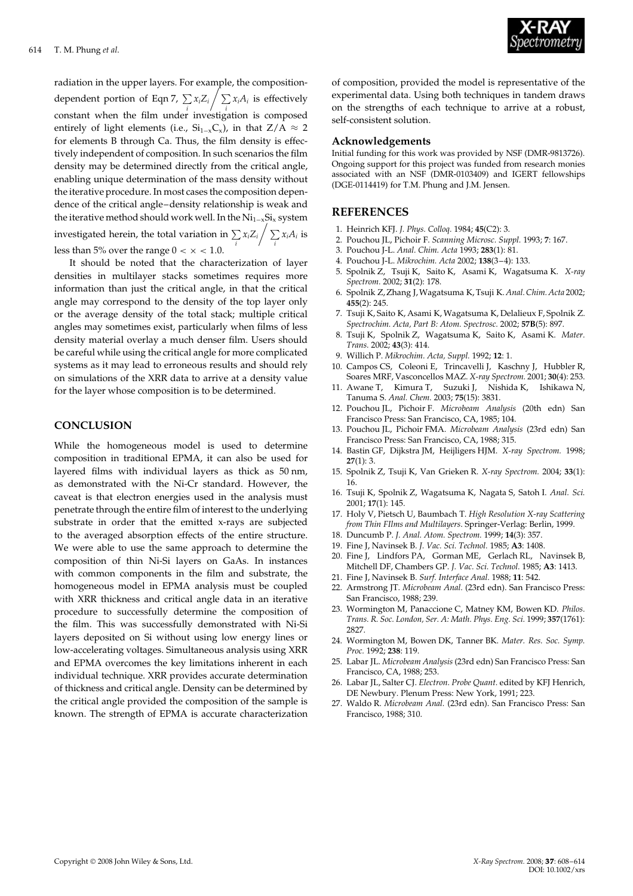radiation in the upper layers. For example, the composition-dependent portion of Eqn 7, $\sum_i x_i Z_i \Big/ \sum_i x_i A_i$ is effectively constant when the film under investigation is composed entirely of light elements (i.e., $Si_{1-x}C_x$), in that $Z/A \approx 2$ for elements B through Ca. Thus, the film density is effectively independent of composition. In such scenarios the film density may be determined directly from the critical angle, enabling unique determination of the mass density without the iterative procedure. In most cases the composition dependence of the critical angle–density relationship is weak and the iterative method should work well. In the $Ni_{1-x}Si_x$ system investigated herein, the total variation in $\sum_i x_i Z_i \Big/ \sum_i x_i A_i$ is less than 5% over the range $0 < \times < 1.0$.

It should be noted that the characterization of layer densities in multilayer stacks sometimes requires more information than just the critical angle, in that the critical angle may correspond to the density of the top layer only or the average density of the total stack; multiple critical angles may sometimes exist, particularly when films of less density material overlay a much denser film. Users should be careful while using the critical angle for more complicated systems as it may lead to erroneous results and should rely on simulations of the XRR data to arrive at a density value for the layer whose composition is to be determined.

## CONCLUSION

While the homogeneous model is used to determine composition in traditional EPMA, it can also be used for layered films with individual layers as thick as 50 nm, as demonstrated with the Ni-Cr standard. However, the caveat is that electron energies used in the analysis must penetrate through the entire film of interest to the underlying substrate in order that the emitted x-rays are subjected to the averaged absorption effects of the entire structure. We were able to use the same approach to determine the composition of thin Ni-Si layers on GaAs. In instances with common components in the film and substrate, the homogeneous model in EPMA analysis must be coupled with XRR thickness and critical angle data in an iterative procedure to successfully determine the composition of the film. This was successfully demonstrated with Ni-Si layers deposited on Si without using low energy lines or low-accelerating voltages. Simultaneous analysis using XRR and EPMA overcomes the key limitations inherent in each individual technique. XRR provides accurate determination of thickness and critical angle. Density can be determined by the critical angle provided the composition of the sample is known. The strength of EPMA is accurate characterization of composition, provided the model is representative of the experimental data. Using both techniques in tandem draws on the strengths of each technique to arrive at a robust, self-consistent solution.

### Acknowledgements

Initial funding for this work was provided by NSF (DMR-9813726). Ongoing support for this project was funded from research monies associated with an NSF (DMR-0103409) and IGERT fellowships (DGE-0114419) for T.M. Phung and J.M. Jensen.

## REFERENCES

1. Heinrich KFJ. *J. Phys. Colloq.* 1984; **45**(C2): 3.
2. Pouchou JL, Pichoir F. *Scanning Microsc. Suppl.* 1993; **7**: 167.
3. Pouchou J-L. *Anal. Chim. Acta* 1993; **283**(1): 81.
4. Pouchou J-L. *Mikrochim. Acta* 2002; **138**(3–4): 133.
5. Spolnik Z, Tsuji K, Saito K, Asami K, Wagatsuma K. *X-ray Spectrom.* 2002; **31**(2): 178.
6. Spolnik Z, Zhang J, Wagatsuma K, Tsuji K. *Anal. Chim. Acta* 2002; **455**(2): 245.
7. Tsuji K, Saito K, Asami K, Wagatsuma K, Delalieux F, Spolnik Z. *Spectrochim. Acta, Part B: Atom. Spectrosc.* 2002; **57B**(5): 897.
8. Tsuji K, Spolnik Z, Wagatsuma K, Saito K, Asami K. *Mater. Trans.* 2002; **43**(3): 414.
9. Willich P. *Mikrochim. Acta, Suppl.* 1992; **12**: 1.
10. Campos CS, Coleoni E, Trincavelli J, Kaschny J, Hubbler R, Soares MRF, Vasconcellos MAZ. *X-ray Spectrom.* 2001; **30**(4): 253.
11. Awane T, Kimura T, Suzuki J, Nishida K, Ishikawa N, Tanuma S. *Anal. Chem.* 2003; **75**(15): 3831.
12. Pouchou JL, Pichoir F. *Microbeam Analysis* (20th edn) San Francisco Press: San Francisco, CA, 1985; 104.
13. Pouchou JL, Pichoir FMA. *Microbeam Analysis* (23rd edn) San Francisco Press: San Francisco, CA, 1988; 315.
14. Bastin GF, Dijkstra JM, Heijligers HJM. *X-ray Spectrom.* 1998; **27**(1): 3.
15. Spolnik Z, Tsuji K, Van Grieken R. *X-ray Spectrom.* 2004; **33**(1): 16.
16. Tsuji K, Spolnik Z, Wagatsuma K, Nagata S, Satoh I. *Anal. Sci.* 2001; **17**(1): 145.
17. Holy V, Pietsch U, Baumbach T. *High Resolution X-ray Scattering from Thin FIlms and Multilayers*. Springer-Verlag: Berlin, 1999.
18. Duncumb P. *J. Anal. Atom. Spectrom.* 1999; **14**(3): 357.
19. Fine J, Navinsek B. *J. Vac. Sci. Technol.* 1985; **A3**: 1408.
20. Fine J, Lindfors PA, Gorman ME, Gerlach RL, Navinsek B, Mitchell DF, Chambers GP. *J. Vac. Sci. Technol.* 1985; **A3**: 1413.
21. Fine J, Navinsek B. *Surf. Interface Anal.* 1988; **11**: 542.
22. Armstrong JT. *Microbeam Anal.* (23rd edn). San Francisco Press: San Francisco, 1988; 239.
23. Wormington M, Panaccione C, Matney KM, Bowen KD. *Philos. Trans. R. Soc. London, Ser. A: Math. Phys. Eng. Sci.* 1999; **357**(1761): 2827.
24. Wormington M, Bowen DK, Tanner BK. *Mater. Res. Soc. Symp. Proc.* 1992; **238**: 119.
25. Labar JL. *Microbeam Analysis* (23rd edn) San Francisco Press: San Francisco, CA, 1988; 253.
26. Labar JL, Salter CJ. *Electron. Probe Quant.* edited by KFJ Henrich, DE Newbury. Plenum Press: New York, 1991; 223.
27. Waldo R. *Microbeam Anal.* (23rd edn). San Francisco Press: San Francisco, 1988; 310.